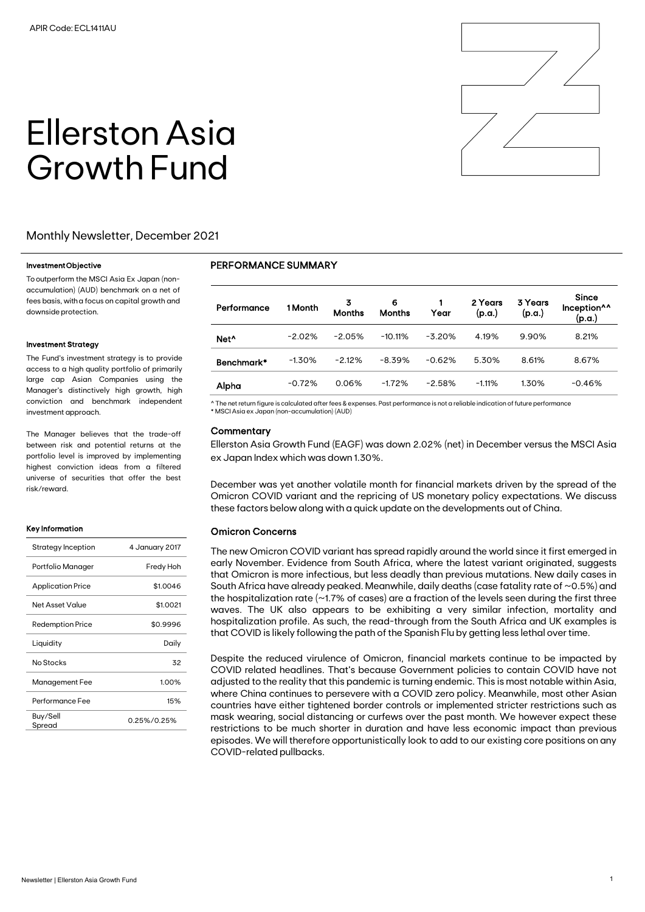APIR Code: ECL1411AU

# Ellerston Asia Growth Fund

## Monthly Newsletter, December 2021

#### Investment Objective

To outperform the MSCI Asia Ex Japan (non-accumulation) (AUD) benchmark on a net of fees basis, with a focus on capital growth and downside protection.

#### Investment Strategy

The Fund's investment strategy is to provide access to a high quality portfolio of primarily large cap Asian Companies using the Manager's distinctively high growth, high conviction and benchmark independent investment approach.

The Manager believes that the trade-off between risk and potential returns at the portfolio level is improved by implementing highest conviction ideas from a filtered universe of securities that offer the best risk/reward.

#### Key Information

| | |
|---|---|
| Strategy Inception | 4 January 2017 |
| Portfolio Manager | Fredy Hoh |
| Application Price | $1.0046 |
| Net Asset Value | $1.0021 |
| Redemption Price | $0.9996 |
| Liquidity | Daily |
| No Stocks | 32 |
| Management Fee | 1.00% |
| Performance Fee | 15% |
| Buy/Sell Spread | 0.25%/0.25% |

### PERFORMANCE SUMMARY

| Performance | 1 Month | 3 Months | 6 Months | 1 Year | 2 Years (p.a.) | 3 Years (p.a.) | Since Inception^^ (p.a.) |
|---|---|---|---|---|---|---|---|
| Net^ | -2.02% | -2.05% | -10.11% | -3.20% | 4.19% | 9.90% | 8.21% |
| Benchmark* | -1.30% | -2.12% | -8.39% | -0.62% | 5.30% | 8.61% | 8.67% |
| Alpha | -0.72% | 0.06% | -1.72% | -2.58% | -1.11% | 1.30% | -0.46% |

^ The net return figure is calculated after fees & expenses. Past performance is not a reliable indication of future performance
* MSCI Asia ex Japan (non-accumulation) (AUD)

### Commentary

Ellerston Asia Growth Fund (EAGF) was down 2.02% (net) in December versus the MSCI Asia ex Japan Index which was down 1.30%.

December was yet another volatile month for financial markets driven by the spread of the Omicron COVID variant and the repricing of US monetary policy expectations. We discuss these factors below along with a quick update on the developments out of China.

### Omicron Concerns

The new Omicron COVID variant has spread rapidly around the world since it first emerged in early November. Evidence from South Africa, where the latest variant originated, suggests that Omicron is more infectious, but less deadly than previous mutations. New daily cases in South Africa have already peaked. Meanwhile, daily deaths (case fatality rate of ~0.5%) and the hospitalization rate (~1.7% of cases) are a fraction of the levels seen during the first three waves. The UK also appears to be exhibiting a very similar infection, mortality and hospitalization profile. As such, the read-through from the South Africa and UK examples is that COVID is likely following the path of the Spanish Flu by getting less lethal over time.

Despite the reduced virulence of Omicron, financial markets continue to be impacted by COVID related headlines. That's because Government policies to contain COVID have not adjusted to the reality that this pandemic is turning endemic. This is most notable within Asia, where China continues to persevere with a COVID zero policy. Meanwhile, most other Asian countries have either tightened border controls or implemented stricter restrictions such as mask wearing, social distancing or curfews over the past month. We however expect these restrictions to be much shorter in duration and have less economic impact than previous episodes. We will therefore opportunistically look to add to our existing core positions on any COVID-related pullbacks.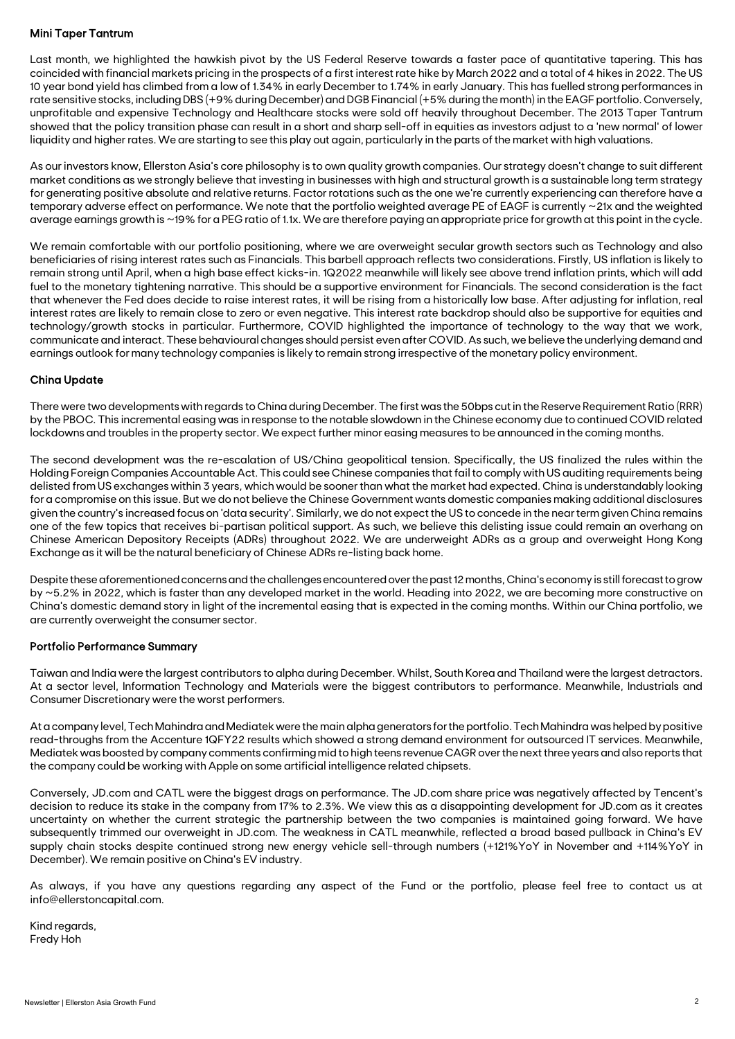## Mini Taper Tantrum

Last month, we highlighted the hawkish pivot by the US Federal Reserve towards a faster pace of quantitative tapering. This has coincided with financial markets pricing in the prospects of a first interest rate hike by March 2022 and a total of 4 hikes in 2022. The US 10 year bond yield has climbed from a low of 1.34% in early December to 1.74% in early January. This has fuelled strong performances in rate sensitive stocks, including DBS (+9% during December) and DGB Financial (+5% during the month) in the EAGF portfolio. Conversely, unprofitable and expensive Technology and Healthcare stocks were sold off heavily throughout December. The 2013 Taper Tantrum showed that the policy transition phase can result in a short and sharp sell-off in equities as investors adjust to a 'new normal' of lower liquidity and higher rates. We are starting to see this play out again, particularly in the parts of the market with high valuations.

As our investors know, Ellerston Asia's core philosophy is to own quality growth companies. Our strategy doesn't change to suit different market conditions as we strongly believe that investing in businesses with high and structural growth is a sustainable long term strategy for generating positive absolute and relative returns. Factor rotations such as the one we're currently experiencing can therefore have a temporary adverse effect on performance. We note that the portfolio weighted average PE of EAGF is currently ~21x and the weighted average earnings growth is ~19% for a PEG ratio of 1.1x. We are therefore paying an appropriate price for growth at this point in the cycle.

We remain comfortable with our portfolio positioning, where we are overweight secular growth sectors such as Technology and also beneficiaries of rising interest rates such as Financials. This barbell approach reflects two considerations. Firstly, US inflation is likely to remain strong until April, when a high base effect kicks-in. 1Q2022 meanwhile will likely see above trend inflation prints, which will add fuel to the monetary tightening narrative. This should be a supportive environment for Financials. The second consideration is the fact that whenever the Fed does decide to raise interest rates, it will be rising from a historically low base. After adjusting for inflation, real interest rates are likely to remain close to zero or even negative. This interest rate backdrop should also be supportive for equities and technology/growth stocks in particular. Furthermore, COVID highlighted the importance of technology to the way that we work, communicate and interact. These behavioural changes should persist even after COVID. As such, we believe the underlying demand and earnings outlook for many technology companies is likely to remain strong irrespective of the monetary policy environment.

## China Update

There were two developments with regards to China during December. The first was the 50bps cut in the Reserve Requirement Ratio (RRR) by the PBOC. This incremental easing was in response to the notable slowdown in the Chinese economy due to continued COVID related lockdowns and troubles in the property sector. We expect further minor easing measures to be announced in the coming months.

The second development was the re-escalation of US/China geopolitical tension. Specifically, the US finalized the rules within the Holding Foreign Companies Accountable Act. This could see Chinese companies that fail to comply with US auditing requirements being delisted from US exchanges within 3 years, which would be sooner than what the market had expected. China is understandably looking for a compromise on this issue. But we do not believe the Chinese Government wants domestic companies making additional disclosures given the country's increased focus on 'data security'. Similarly, we do not expect the US to concede in the near term given China remains one of the few topics that receives bi-partisan political support. As such, we believe this delisting issue could remain an overhang on Chinese American Depository Receipts (ADRs) throughout 2022. We are underweight ADRs as a group and overweight Hong Kong Exchange as it will be the natural beneficiary of Chinese ADRs re-listing back home.

Despite these aforementioned concerns and the challenges encountered over the past 12 months, China's economy is still forecast to grow by ~5.2% in 2022, which is faster than any developed market in the world. Heading into 2022, we are becoming more constructive on China's domestic demand story in light of the incremental easing that is expected in the coming months. Within our China portfolio, we are currently overweight the consumer sector.

## Portfolio Performance Summary

Taiwan and India were the largest contributors to alpha during December. Whilst, South Korea and Thailand were the largest detractors. At a sector level, Information Technology and Materials were the biggest contributors to performance. Meanwhile, Industrials and Consumer Discretionary were the worst performers.

At a company level, Tech Mahindra and Mediatek were the main alpha generators for the portfolio. Tech Mahindra was helped by positive read-throughs from the Accenture 1QFY22 results which showed a strong demand environment for outsourced IT services. Meanwhile, Mediatek was boosted by company comments confirming mid to high teens revenue CAGR over the next three years and also reports that the company could be working with Apple on some artificial intelligence related chipsets.

Conversely, JD.com and CATL were the biggest drags on performance. The JD.com share price was negatively affected by Tencent's decision to reduce its stake in the company from 17% to 2.3%. We view this as a disappointing development for JD.com as it creates uncertainty on whether the current strategic the partnership between the two companies is maintained going forward. We have subsequently trimmed our overweight in JD.com. The weakness in CATL meanwhile, reflected a broad based pullback in China's EV supply chain stocks despite continued strong new energy vehicle sell-through numbers (+121%YoY in November and +114%YoY in December). We remain positive on China's EV industry.

As always, if you have any questions regarding any aspect of the Fund or the portfolio, please feel free to contact us at info@ellerstoncapital.com.

Kind regards,
Fredy Hoh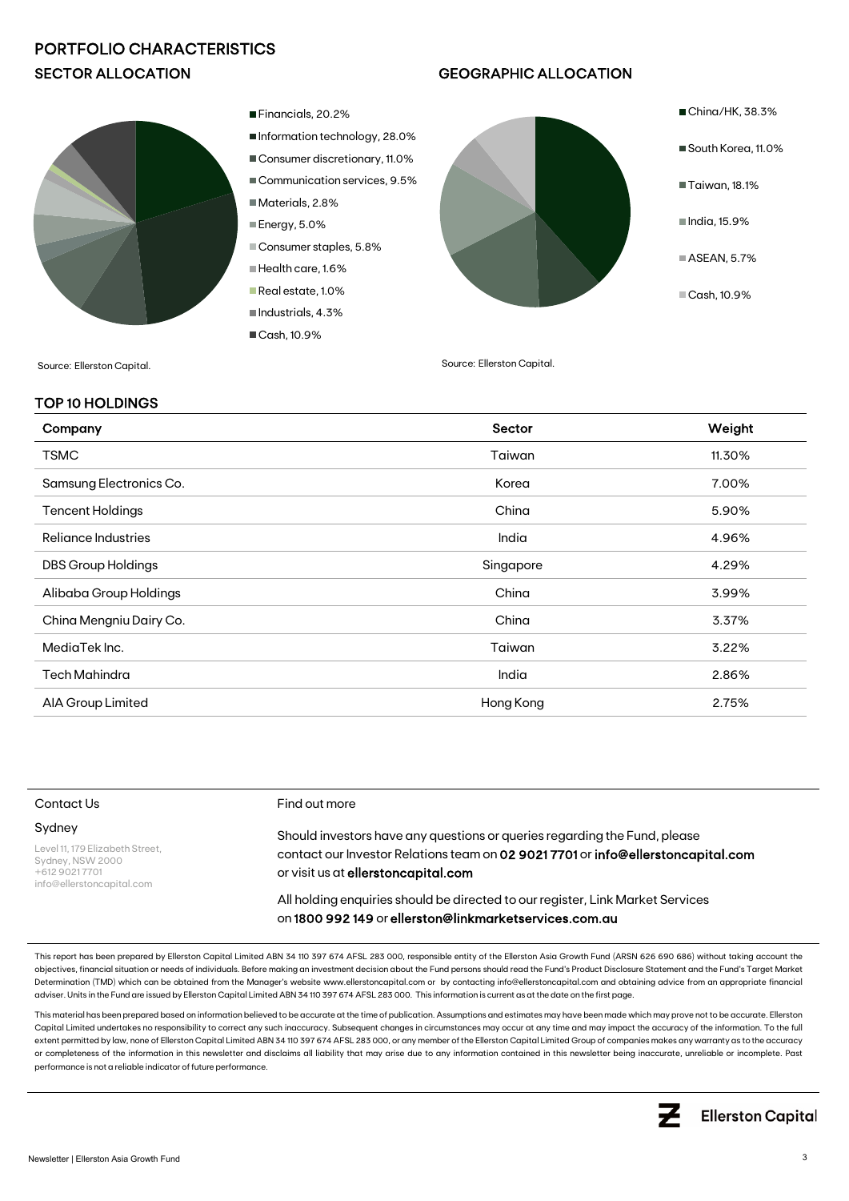# PORTFOLIO CHARACTERISTICS

## SECTOR ALLOCATION

Financials, 20.2%
Information technology, 28.0%
Consumer discretionary, 11.0%
Communication services, 9.5%
Materials, 2.8%
Energy, 5.0%
Consumer staples, 5.8%
Health care, 1.6%
Real estate, 1.0%
Industrials, 4.3%
Cash, 10.9%

Source: Ellerston Capital.

## GEOGRAPHIC ALLOCATION

China/HK, 38.3%
South Korea, 11.0%
Taiwan, 18.1%
India, 15.9%
ASEAN, 5.7%
Cash, 10.9%

Source: Ellerston Capital.

## TOP 10 HOLDINGS

| Company | Sector | Weight |
|---|---|---|
| TSMC | Taiwan | 11.30% |
| Samsung Electronics Co. | Korea | 7.00% |
| Tencent Holdings | China | 5.90% |
| Reliance Industries | India | 4.96% |
| DBS Group Holdings | Singapore | 4.29% |
| Alibaba Group Holdings | China | 3.99% |
| China Mengniu Dairy Co. | China | 3.37% |
| MediaTek Inc. | Taiwan | 3.22% |
| Tech Mahindra | India | 2.86% |
| AIA Group Limited | Hong Kong | 2.75% |

Contact Us

Sydney

Level 11, 179 Elizabeth Street,
Sydney, NSW 2000
+612 9021 7701
info@ellerstoncapital.com

Find out more

Should investors have any questions or queries regarding the Fund, please contact our Investor Relations team on **02 9021 7701** or **info@ellerstoncapital.com** or visit us at **ellerstoncapital.com**

All holding enquiries should be directed to our register, Link Market Services on **1800 992 149** or **ellerston@linkmarketservices.com.au**

This report has been prepared by Ellerston Capital Limited ABN 34 110 397 674 AFSL 283 000, responsible entity of the Ellerston Asia Growth Fund (ARSN 626 690 686) without taking account the objectives, financial situation or needs of individuals. Before making an investment decision about the Fund persons should read the Fund's Product Disclosure Statement and the Fund's Target Market Determination (TMD) which can be obtained from the Manager's website www.ellerstoncapital.com or by contacting info@ellerstoncapital.com and obtaining advice from an appropriate financial adviser. Units in the Fund are issued by Ellerston Capital Limited ABN 34 110 397 674 AFSL 283 000. This information is current as at the date on the first page.

This material has been prepared based on information believed to be accurate at the time of publication. Assumptions and estimates may have been made which may prove not to be accurate. Ellerston Capital Limited undertakes no responsibility to correct any such inaccuracy. Subsequent changes in circumstances may occur at any time and may impact the accuracy of the information. To the full extent permitted by law, none of Ellerston Capital Limited ABN 34 110 397 674 AFSL 283 000, or any member of the Ellerston Capital Limited Group of companies makes any warranty as to the accuracy or completeness of the information in this newsletter and disclaims all liability that may arise due to any information contained in this newsletter being inaccurate, unreliable or incomplete. Past performance is not a reliable indicator of future performance.

Ellerston Capital